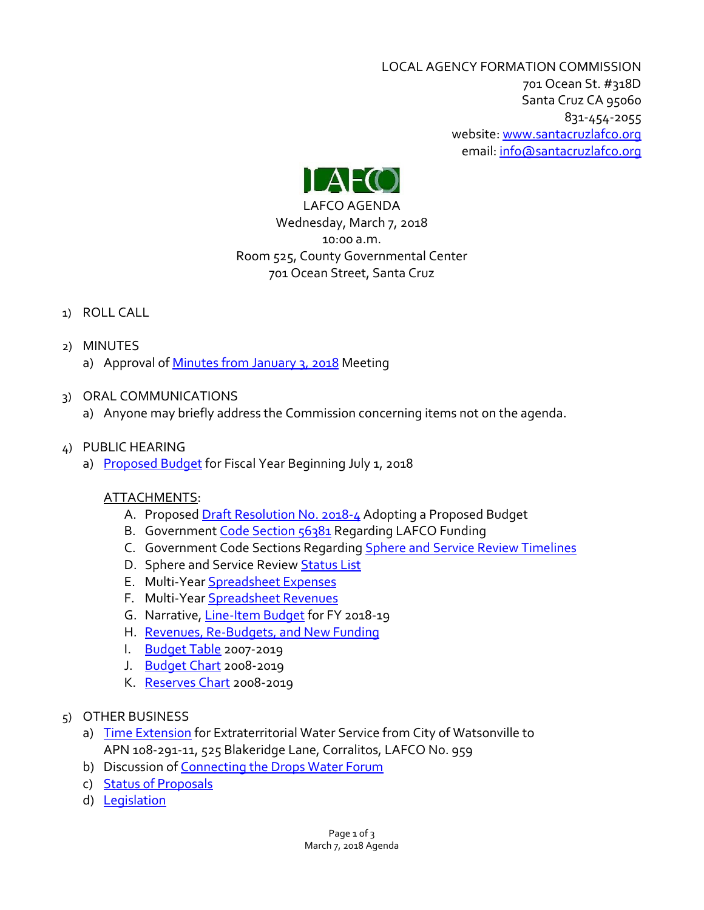LOCAL AGENCY FORMATION COMMISSION
701 Ocean St. #318D
Santa Cruz CA 95060
831-454-2055
website: www.santacruzlafco.org
email: info@santacruzlafco.org

# LAFCO AGENDA

Wednesday, March 7, 2018
10:00 a.m.
Room 525, County Governmental Center
701 Ocean Street, Santa Cruz

1) ROLL CALL

2) MINUTES
   a) Approval of Minutes from January 3, 2018 Meeting

3) ORAL COMMUNICATIONS
   a) Anyone may briefly address the Commission concerning items not on the agenda.

4) PUBLIC HEARING
   a) Proposed Budget for Fiscal Year Beginning July 1, 2018

   ATTACHMENTS:
   
   A. Proposed Draft Resolution No. 2018-4 Adopting a Proposed Budget
   B. Government Code Section 56381 Regarding LAFCO Funding
   C. Government Code Sections Regarding Sphere and Service Review Timelines
   D. Sphere and Service Review Status List
   E. Multi-Year Spreadsheet Expenses
   F. Multi-Year Spreadsheet Revenues
   G. Narrative, Line-Item Budget for FY 2018-19
   H. Revenues, Re-Budgets, and New Funding
   I. Budget Table 2007-2019
   J. Budget Chart 2008-2019
   K. Reserves Chart 2008-2019

5) OTHER BUSINESS
   a) Time Extension for Extraterritorial Water Service from City of Watsonville to APN 108-291-11, 525 Blakeridge Lane, Corralitos, LAFCO No. 959
   b) Discussion of Connecting the Drops Water Forum
   c) Status of Proposals
   d) Legislation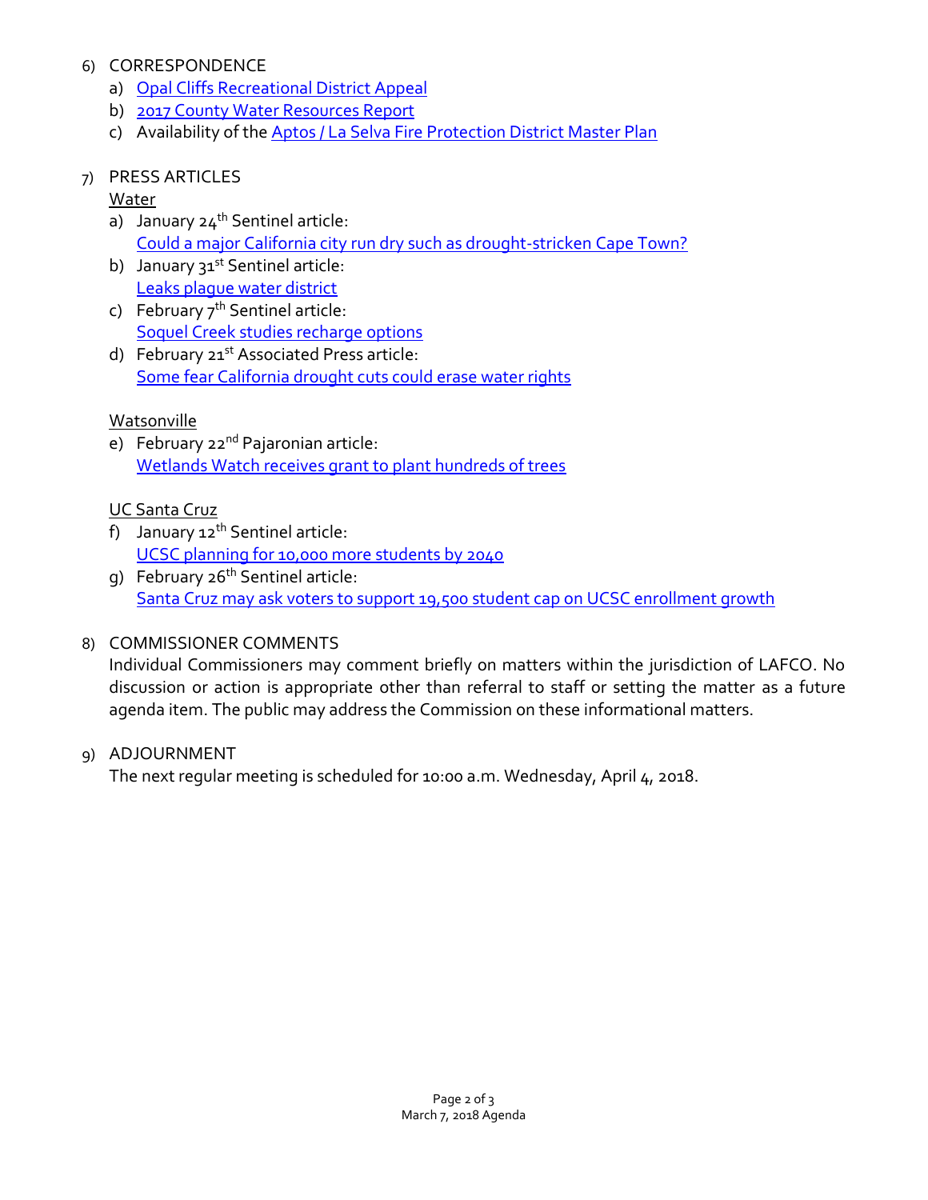6) CORRESPONDENCE
   a) Opal Cliffs Recreational District Appeal
   b) 2017 County Water Resources Report
   c) Availability of the Aptos / La Selva Fire Protection District Master Plan

7) PRESS ARTICLES

   Water
   a) January 24th Sentinel article:
      Could a major California city run dry such as drought-stricken Cape Town?
   b) January 31st Sentinel article:
      Leaks plague water district
   c) February 7th Sentinel article:
      Soquel Creek studies recharge options
   d) February 21st Associated Press article:
      Some fear California drought cuts could erase water rights

   Watsonville
   e) February 22nd Pajaronian article:
      Wetlands Watch receives grant to plant hundreds of trees

   UC Santa Cruz
   f) January 12th Sentinel article:
      UCSC planning for 10,000 more students by 2040
   g) February 26th Sentinel article:
      Santa Cruz may ask voters to support 19,500 student cap on UCSC enrollment growth

8) COMMISSIONER COMMENTS

   Individual Commissioners may comment briefly on matters within the jurisdiction of LAFCO. No discussion or action is appropriate other than referral to staff or setting the matter as a future agenda item. The public may address the Commission on these informational matters.

9) ADJOURNMENT

   The next regular meeting is scheduled for 10:00 a.m. Wednesday, April 4, 2018.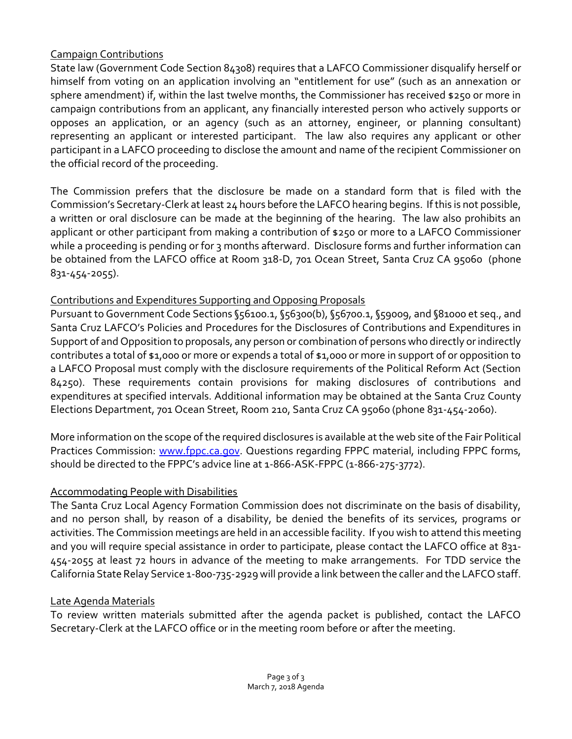## Campaign Contributions

State law (Government Code Section 84308) requires that a LAFCO Commissioner disqualify herself or himself from voting on an application involving an "entitlement for use" (such as an annexation or sphere amendment) if, within the last twelve months, the Commissioner has received $250 or more in campaign contributions from an applicant, any financially interested person who actively supports or opposes an application, or an agency (such as an attorney, engineer, or planning consultant) representing an applicant or interested participant. The law also requires any applicant or other participant in a LAFCO proceeding to disclose the amount and name of the recipient Commissioner on the official record of the proceeding.

The Commission prefers that the disclosure be made on a standard form that is filed with the Commission's Secretary-Clerk at least 24 hours before the LAFCO hearing begins. If this is not possible, a written or oral disclosure can be made at the beginning of the hearing. The law also prohibits an applicant or other participant from making a contribution of $250 or more to a LAFCO Commissioner while a proceeding is pending or for 3 months afterward. Disclosure forms and further information can be obtained from the LAFCO office at Room 318-D, 701 Ocean Street, Santa Cruz CA 95060 (phone 831-454-2055).

## Contributions and Expenditures Supporting and Opposing Proposals

Pursuant to Government Code Sections §56100.1, §56300(b), §56700.1, §59009, and §81000 et seq., and Santa Cruz LAFCO's Policies and Procedures for the Disclosures of Contributions and Expenditures in Support of and Opposition to proposals, any person or combination of persons who directly or indirectly contributes a total of $1,000 or more or expends a total of $1,000 or more in support of or opposition to a LAFCO Proposal must comply with the disclosure requirements of the Political Reform Act (Section 84250). These requirements contain provisions for making disclosures of contributions and expenditures at specified intervals. Additional information may be obtained at the Santa Cruz County Elections Department, 701 Ocean Street, Room 210, Santa Cruz CA 95060 (phone 831-454-2060).

More information on the scope of the required disclosures is available at the web site of the Fair Political Practices Commission: www.fppc.ca.gov. Questions regarding FPPC material, including FPPC forms, should be directed to the FPPC's advice line at 1-866-ASK-FPPC (1-866-275-3772).

## Accommodating People with Disabilities

The Santa Cruz Local Agency Formation Commission does not discriminate on the basis of disability, and no person shall, by reason of a disability, be denied the benefits of its services, programs or activities. The Commission meetings are held in an accessible facility. If you wish to attend this meeting and you will require special assistance in order to participate, please contact the LAFCO office at 831-454-2055 at least 72 hours in advance of the meeting to make arrangements. For TDD service the California State Relay Service 1-800-735-2929 will provide a link between the caller and the LAFCO staff.

## Late Agenda Materials

To review written materials submitted after the agenda packet is published, contact the LAFCO Secretary-Clerk at the LAFCO office or in the meeting room before or after the meeting.